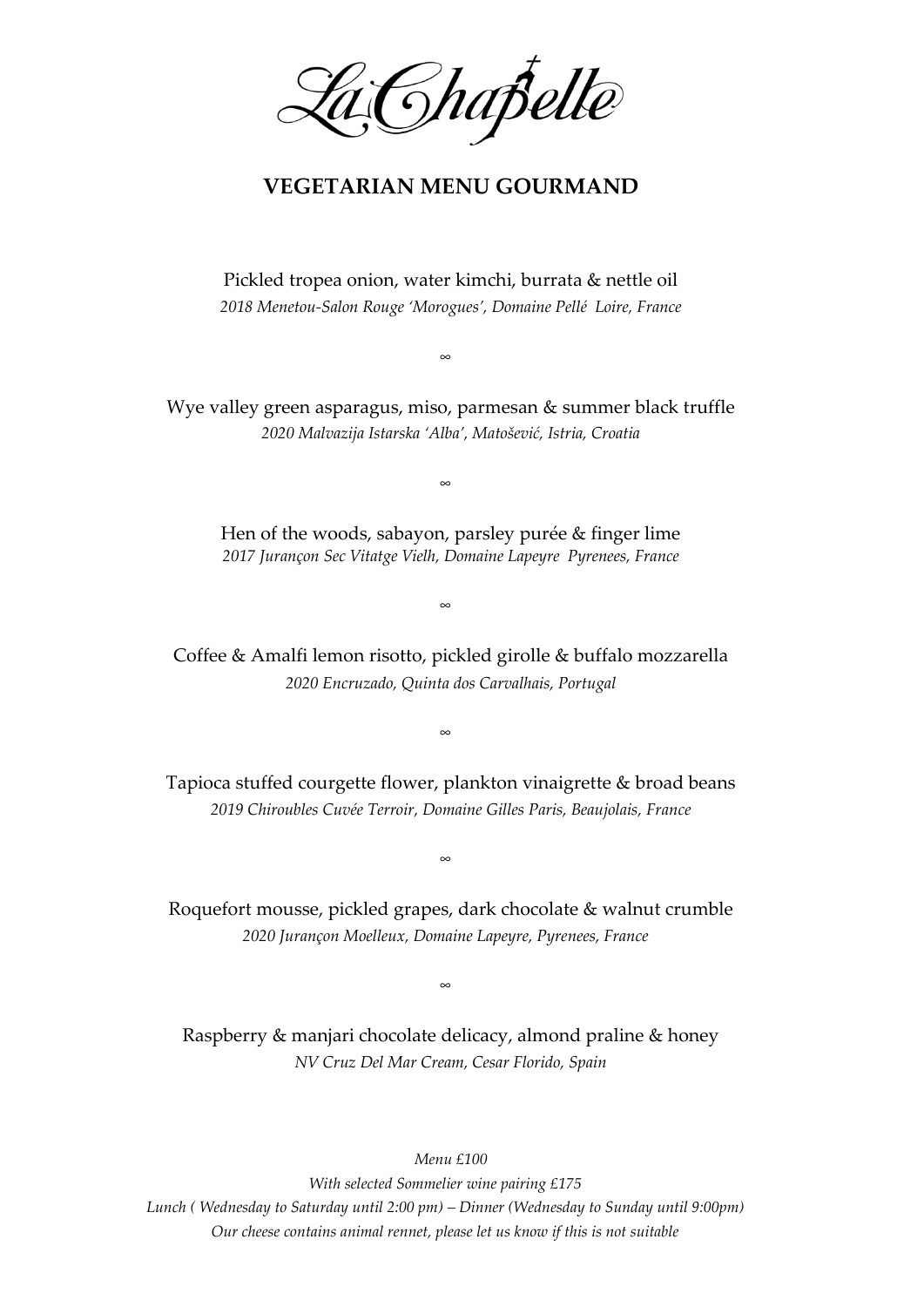# La Chapelle

## VEGETARIAN MENU GOURMAND

Pickled tropea onion, water kimchi, burrata & nettle oil

*2018 Menetou-Salon Rouge 'Morogues', Domaine Pellé Loire, France*

∞

Wye valley green asparagus, miso, parmesan & summer black truffle

*2020 Malvazija Istarska 'Alba', Matošević, Istria, Croatia*

∞

Hen of the woods, sabayon, parsley purée & finger lime

*2017 Jurançon Sec Vitatge Vielh, Domaine Lapeyre Pyrenees, France*

∞

Coffee & Amalfi lemon risotto, pickled girolle & buffalo mozzarella

*2020 Encruzado, Quinta dos Carvalhais, Portugal*

∞

Tapioca stuffed courgette flower, plankton vinaigrette & broad beans

*2019 Chiroubles Cuvée Terroir, Domaine Gilles Paris, Beaujolais, France*

∞

Roquefort mousse, pickled grapes, dark chocolate & walnut crumble

*2020 Jurançon Moelleux, Domaine Lapeyre, Pyrenees, France*

∞

Raspberry & manjari chocolate delicacy, almond praline & honey

*NV Cruz Del Mar Cream, Cesar Florido, Spain*

*Menu £100*

*With selected Sommelier wine pairing £175*

*Lunch ( Wednesday to Saturday until 2:00 pm) – Dinner (Wednesday to Sunday until 9:00pm)*

*Our cheese contains animal rennet, please let us know if this is not suitable*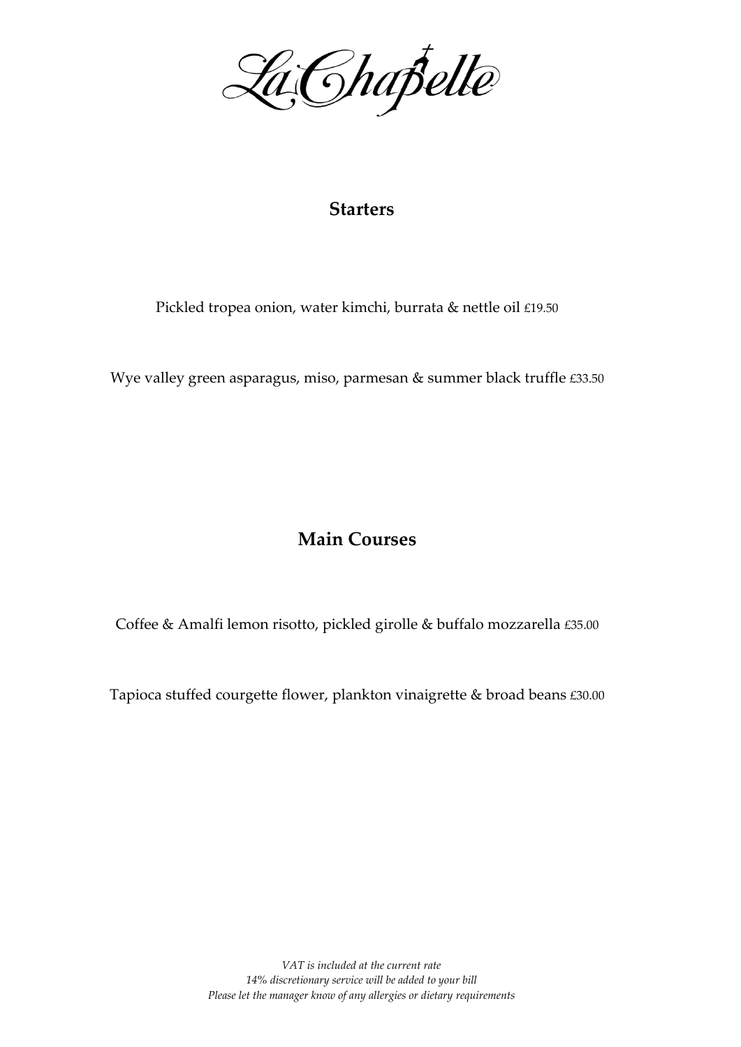# La Chapelle

## Starters

Pickled tropea onion, water kimchi, burrata & nettle oil £19.50

Wye valley green asparagus, miso, parmesan & summer black truffle £33.50

## Main Courses

Coffee & Amalfi lemon risotto, pickled girolle & buffalo mozzarella £35.00

Tapioca stuffed courgette flower, plankton vinaigrette & broad beans £30.00

*VAT is included at the current rate*
*14% discretionary service will be added to your bill*
*Please let the manager know of any allergies or dietary requirements*